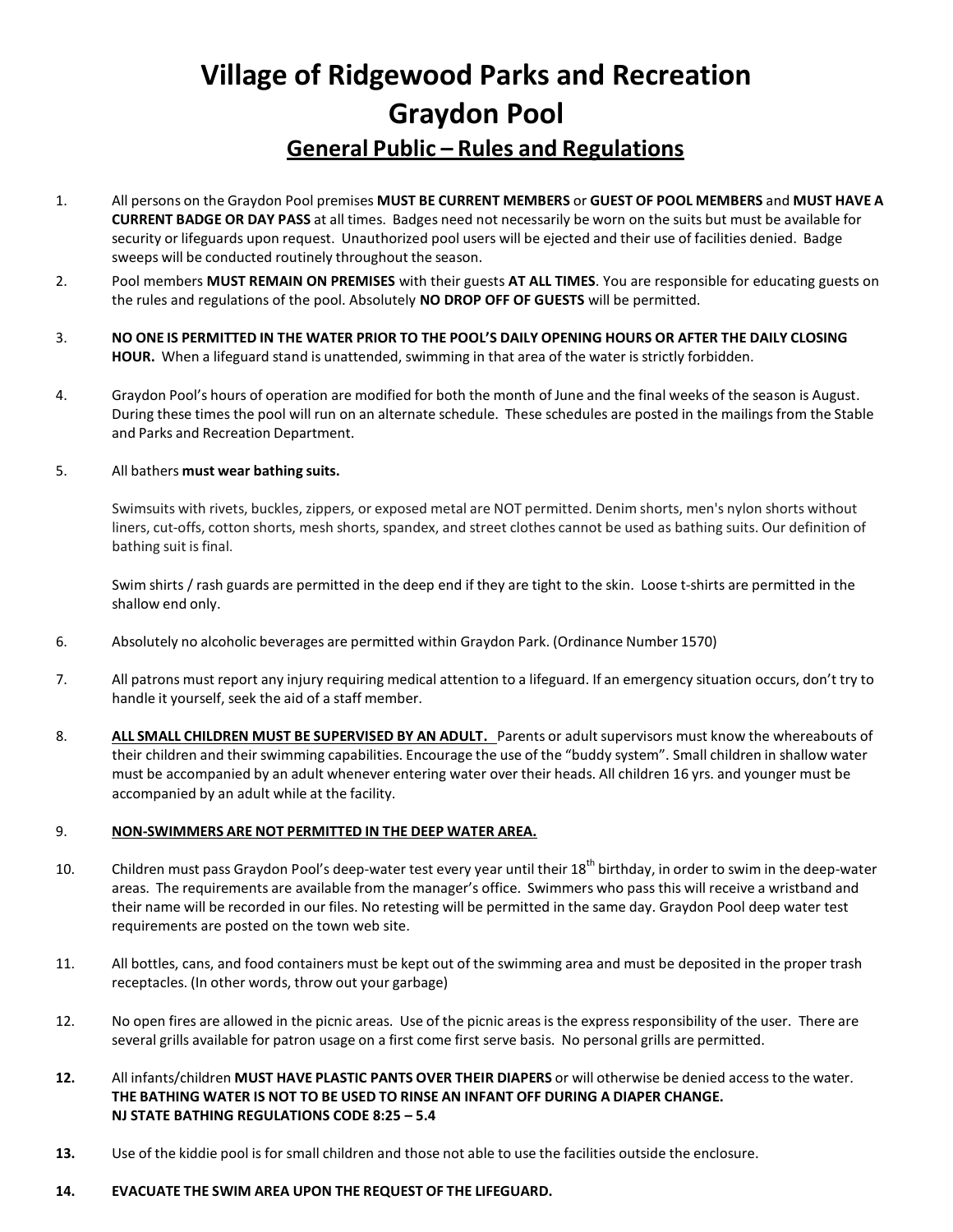# Village of Ridgewood Parks and Recreation
# Graydon Pool
## General Public – Rules and Regulations

1. All persons on the Graydon Pool premises **MUST BE CURRENT MEMBERS** or **GUEST OF POOL MEMBERS** and **MUST HAVE A CURRENT BADGE OR DAY PASS** at all times. Badges need not necessarily be worn on the suits but must be available for security or lifeguards upon request. Unauthorized pool users will be ejected and their use of facilities denied. Badge sweeps will be conducted routinely throughout the season.

2. Pool members **MUST REMAIN ON PREMISES** with their guests **AT ALL TIMES**. You are responsible for educating guests on the rules and regulations of the pool. Absolutely **NO DROP OFF OF GUESTS** will be permitted.

3. **NO ONE IS PERMITTED IN THE WATER PRIOR TO THE POOL'S DAILY OPENING HOURS OR AFTER THE DAILY CLOSING HOUR.** When a lifeguard stand is unattended, swimming in that area of the water is strictly forbidden.

4. Graydon Pool's hours of operation are modified for both the month of June and the final weeks of the season is August. During these times the pool will run on an alternate schedule. These schedules are posted in the mailings from the Stable and Parks and Recreation Department.

5. All bathers **must wear bathing suits.**

   Swimsuits with rivets, buckles, zippers, or exposed metal are NOT permitted. Denim shorts, men's nylon shorts without liners, cut-offs, cotton shorts, mesh shorts, spandex, and street clothes cannot be used as bathing suits. Our definition of bathing suit is final.

   Swim shirts / rash guards are permitted in the deep end if they are tight to the skin. Loose t-shirts are permitted in the shallow end only.

6. Absolutely no alcoholic beverages are permitted within Graydon Park. (Ordinance Number 1570)

7. All patrons must report any injury requiring medical attention to a lifeguard. If an emergency situation occurs, don't try to handle it yourself, seek the aid of a staff member.

8. <u>**ALL SMALL CHILDREN MUST BE SUPERVISED BY AN ADULT.**</u> Parents or adult supervisors must know the whereabouts of their children and their swimming capabilities. Encourage the use of the "buddy system". Small children in shallow water must be accompanied by an adult whenever entering water over their heads. All children 16 yrs. and younger must be accompanied by an adult while at the facility.

9. <u>**NON-SWIMMERS ARE NOT PERMITTED IN THE DEEP WATER AREA.**</u>

10. Children must pass Graydon Pool's deep-water test every year until their 18th birthday, in order to swim in the deep-water areas. The requirements are available from the manager's office. Swimmers who pass this will receive a wristband and their name will be recorded in our files. No retesting will be permitted in the same day. Graydon Pool deep water test requirements are posted on the town web site.

11. All bottles, cans, and food containers must be kept out of the swimming area and must be deposited in the proper trash receptacles. (In other words, throw out your garbage)

12. No open fires are allowed in the picnic areas. Use of the picnic areas is the express responsibility of the user. There are several grills available for patron usage on a first come first serve basis. No personal grills are permitted.

**12.** All infants/children **MUST HAVE PLASTIC PANTS OVER THEIR DIAPERS** or will otherwise be denied access to the water.
**THE BATHING WATER IS NOT TO BE USED TO RINSE AN INFANT OFF DURING A DIAPER CHANGE.**
**NJ STATE BATHING REGULATIONS CODE 8:25 – 5.4**

**13.** Use of the kiddie pool is for small children and those not able to use the facilities outside the enclosure.

**14.** **EVACUATE THE SWIM AREA UPON THE REQUEST OF THE LIFEGUARD.**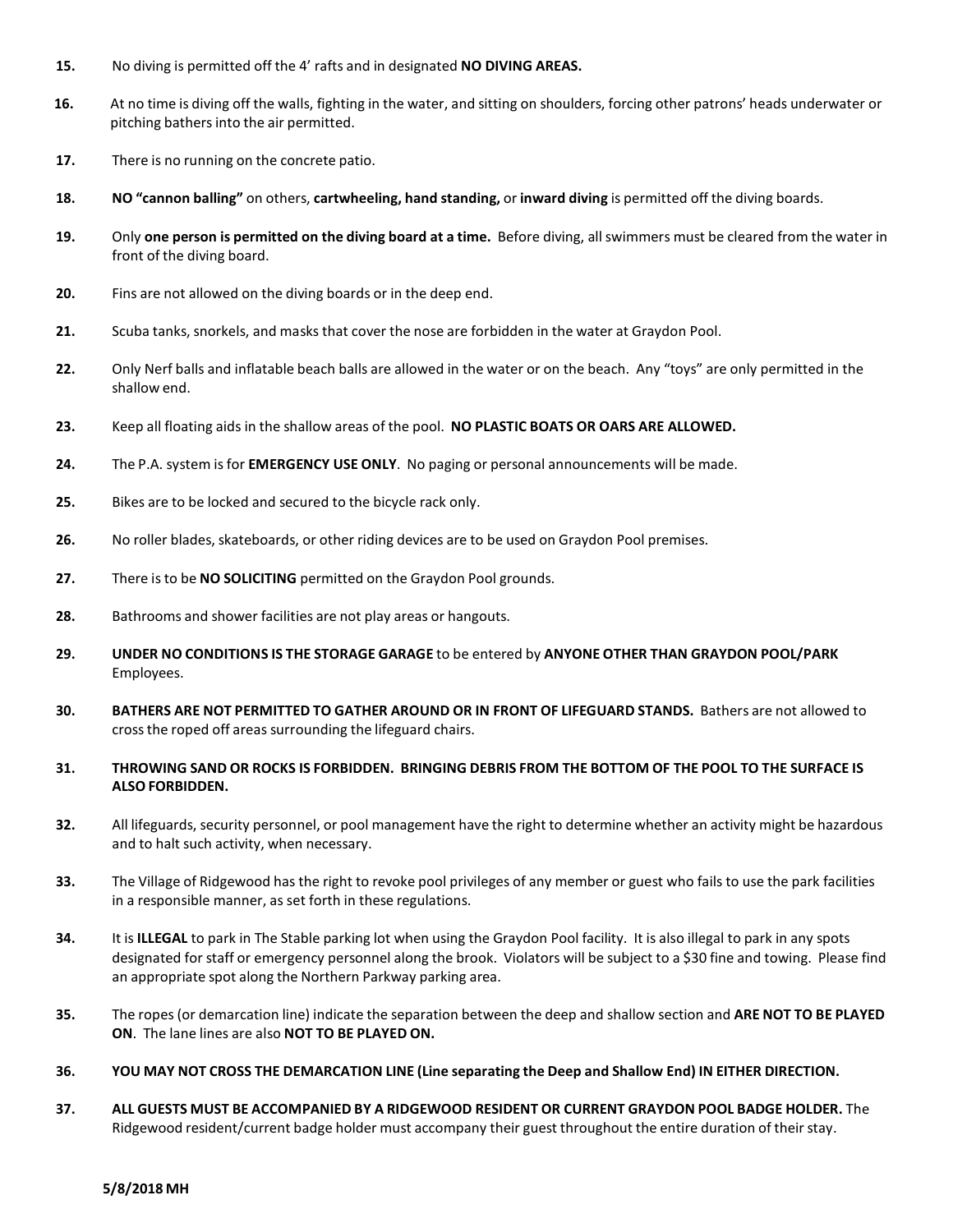15. No diving is permitted off the 4' rafts and in designated **NO DIVING AREAS.**

16. At no time is diving off the walls, fighting in the water, and sitting on shoulders, forcing other patrons' heads underwater or pitching bathers into the air permitted.

17. There is no running on the concrete patio.

18. **NO "cannon balling"** on others, **cartwheeling, hand standing,** or **inward diving** is permitted off the diving boards.

19. Only **one person is permitted on the diving board at a time.** Before diving, all swimmers must be cleared from the water in front of the diving board.

20. Fins are not allowed on the diving boards or in the deep end.

21. Scuba tanks, snorkels, and masks that cover the nose are forbidden in the water at Graydon Pool.

22. Only Nerf balls and inflatable beach balls are allowed in the water or on the beach. Any "toys" are only permitted in the shallow end.

23. Keep all floating aids in the shallow areas of the pool. **NO PLASTIC BOATS OR OARS ARE ALLOWED.**

24. The P.A. system is for **EMERGENCY USE ONLY**. No paging or personal announcements will be made.

25. Bikes are to be locked and secured to the bicycle rack only.

26. No roller blades, skateboards, or other riding devices are to be used on Graydon Pool premises.

27. There is to be **NO SOLICITING** permitted on the Graydon Pool grounds.

28. Bathrooms and shower facilities are not play areas or hangouts.

29. **UNDER NO CONDITIONS IS THE STORAGE GARAGE** to be entered by **ANYONE OTHER THAN GRAYDON POOL/PARK** Employees.

30. **BATHERS ARE NOT PERMITTED TO GATHER AROUND OR IN FRONT OF LIFEGUARD STANDS.** Bathers are not allowed to cross the roped off areas surrounding the lifeguard chairs.

31. **THROWING SAND OR ROCKS IS FORBIDDEN. BRINGING DEBRIS FROM THE BOTTOM OF THE POOL TO THE SURFACE IS ALSO FORBIDDEN.**

32. All lifeguards, security personnel, or pool management have the right to determine whether an activity might be hazardous and to halt such activity, when necessary.

33. The Village of Ridgewood has the right to revoke pool privileges of any member or guest who fails to use the park facilities in a responsible manner, as set forth in these regulations.

34. It is **ILLEGAL** to park in The Stable parking lot when using the Graydon Pool facility. It is also illegal to park in any spots designated for staff or emergency personnel along the brook. Violators will be subject to a $30 fine and towing. Please find an appropriate spot along the Northern Parkway parking area.

35. The ropes (or demarcation line) indicate the separation between the deep and shallow section and **ARE NOT TO BE PLAYED ON**. The lane lines are also **NOT TO BE PLAYED ON.**

36. **YOU MAY NOT CROSS THE DEMARCATION LINE (Line separating the Deep and Shallow End) IN EITHER DIRECTION.**

37. **ALL GUESTS MUST BE ACCOMPANIED BY A RIDGEWOOD RESIDENT OR CURRENT GRAYDON POOL BADGE HOLDER.** The Ridgewood resident/current badge holder must accompany their guest throughout the entire duration of their stay.

**5/8/2018 MH**